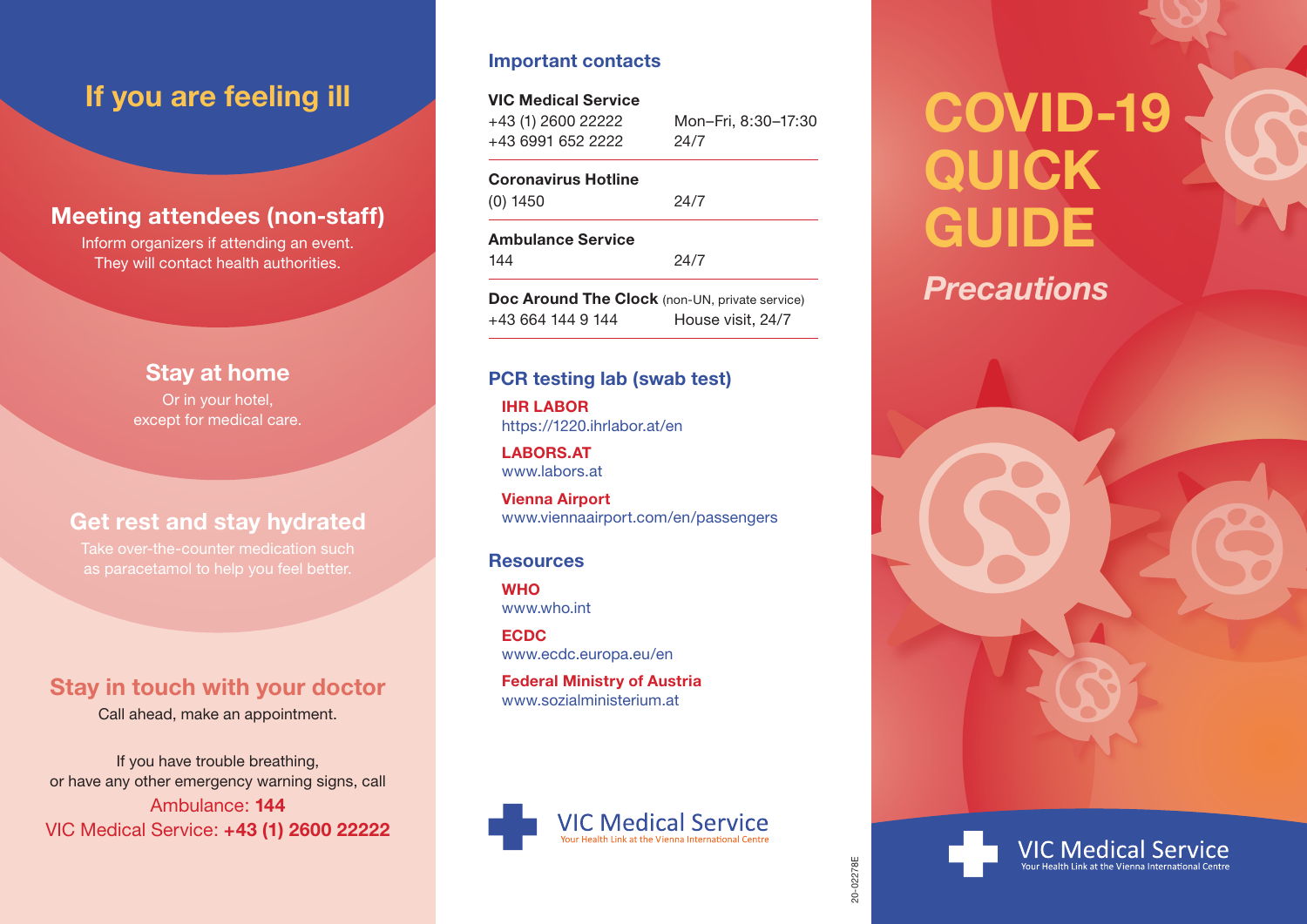# COVID-19 QUICK GUIDE

*Precautions*

VIC Medical Service
Your Health Link at the Vienna International Centre

## If you are feeling ill

### Meeting attendees (non-staff)

Inform organizers if attending an event. They will contact health authorities.

### Stay at home

Or in your hotel, except for medical care.

### Get rest and stay hydrated

Take over-the-counter medication such as paracetamol to help you feel better.

### Stay in touch with your doctor

Call ahead, make an appointment.

If you have trouble breathing, or have any other emergency warning signs, call
Ambulance: **144**
VIC Medical Service: **+43 (1) 2600 22222**

## Important contacts

**VIC Medical Service**

| | |
|---|---|
| +43 (1) 2600 22222 | Mon–Fri, 8:30–17:30 |
| +43 6991 652 2222 | 24/7 |

**Coronavirus Hotline**

| | |
|---|---|
| (0) 1450 | 24/7 |

**Ambulance Service**

| | |
|---|---|
| 144 | 24/7 |

**Doc Around The Clock** (non-UN, private service)

| | |
|---|---|
| +43 664 144 9 144 | House visit, 24/7 |

## PCR testing lab (swab test)

**IHR LABOR**
https://1220.ihrlabor.at/en

**LABORS.AT**
www.labors.at

**Vienna Airport**
www.viennaairport.com/en/passengers

## Resources

**WHO**
www.who.int

**ECDC**
www.ecdc.europa.eu/en

**Federal Ministry of Austria**
www.sozialministerium.at

VIC Medical Service
Your Health Link at the Vienna International Centre

20-02278E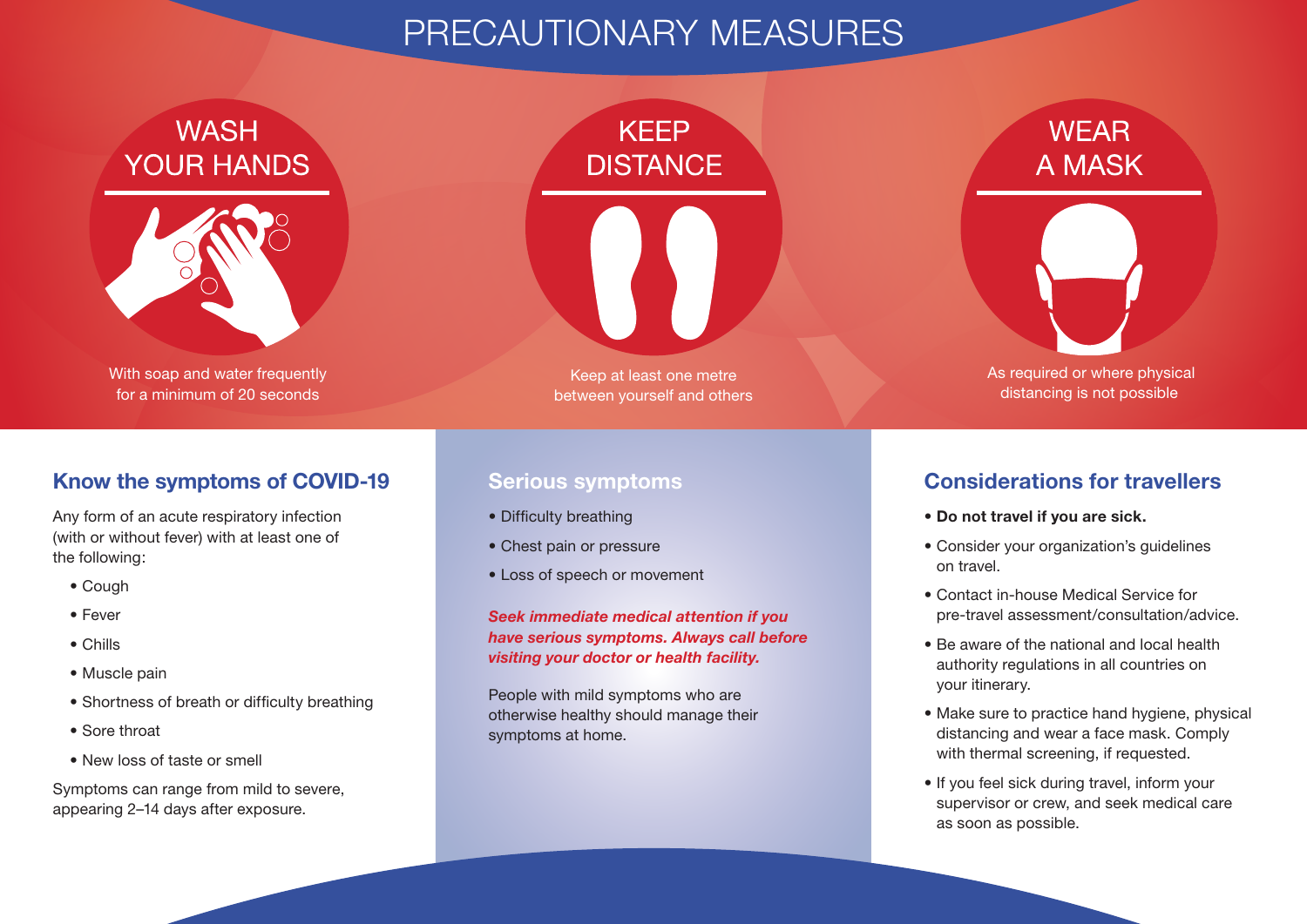# PRECAUTIONARY MEASURES

## WASH YOUR HANDS

With soap and water frequently for a minimum of 20 seconds

## KEEP DISTANCE

Keep at least one metre between yourself and others

## WEAR A MASK

As required or where physical distancing is not possible

## Know the symptoms of COVID-19

Any form of an acute respiratory infection (with or without fever) with at least one of the following:

- Cough
- Fever
- Chills
- Muscle pain
- Shortness of breath or difficulty breathing
- Sore throat
- New loss of taste or smell

Symptoms can range from mild to severe, appearing 2–14 days after exposure.

## Serious symptoms

- Difficulty breathing
- Chest pain or pressure
- Loss of speech or movement

***Seek immediate medical attention if you have serious symptoms. Always call before visiting your doctor or health facility.***

People with mild symptoms who are otherwise healthy should manage their symptoms at home.

## Considerations for travellers

- **Do not travel if you are sick.**
- Consider your organization's guidelines on travel.
- Contact in-house Medical Service for pre-travel assessment/consultation/advice.
- Be aware of the national and local health authority regulations in all countries on your itinerary.
- Make sure to practice hand hygiene, physical distancing and wear a face mask. Comply with thermal screening, if requested.
- If you feel sick during travel, inform your supervisor or crew, and seek medical care as soon as possible.